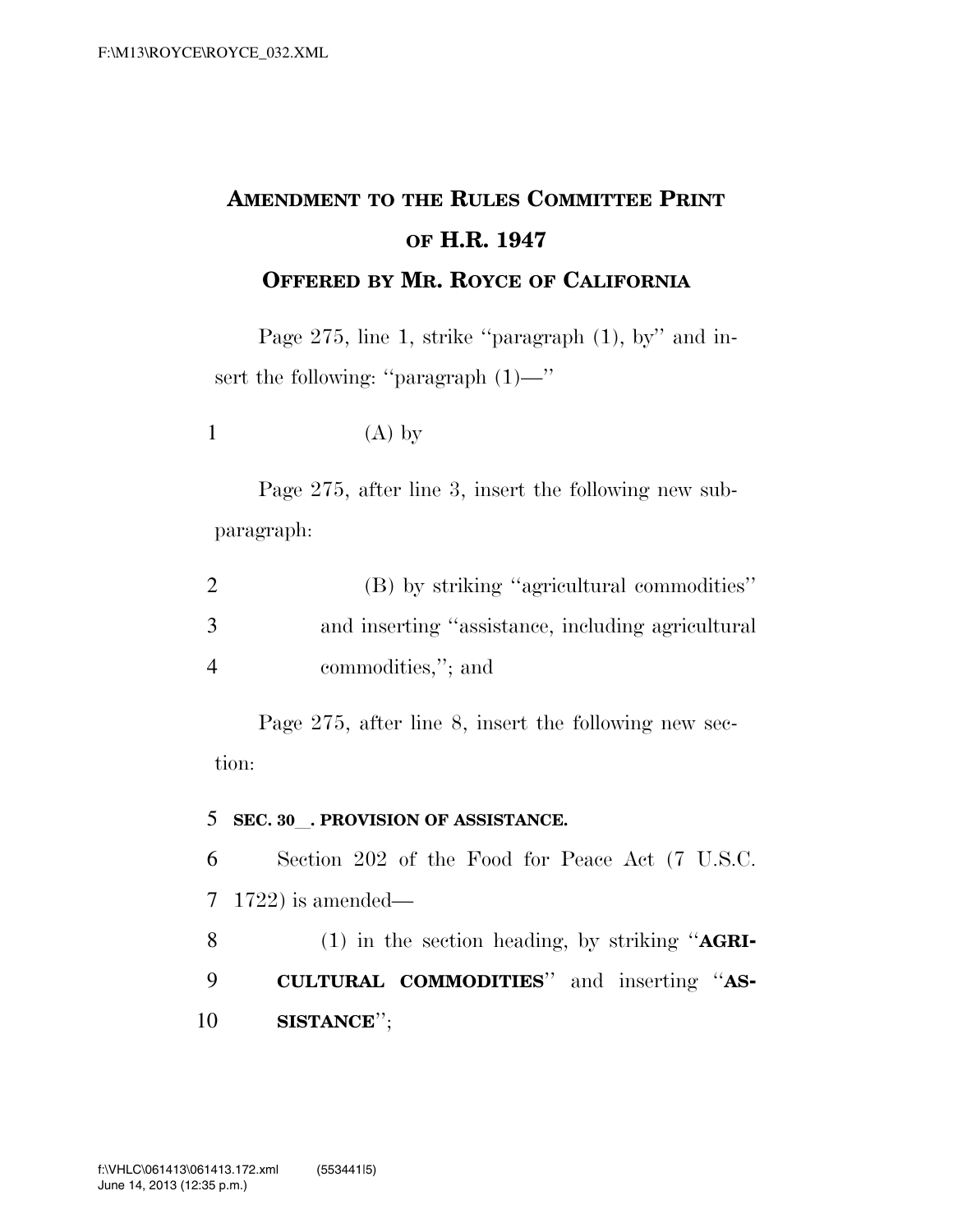# Amendment to the Rules Committee Print of H.R. 1947

## Offered by Mr. Royce of California

Page 275, line 1, strike "paragraph (1), by" and insert the following: "paragraph (1)—"

1 (A) by

Page 275, after line 3, insert the following new subparagraph:

2 (B) by striking "agricultural commodities"
3 and inserting "assistance, including agricultural
4 commodities,"; and

Page 275, after line 8, insert the following new section:

5 **SEC. 30__. PROVISION OF ASSISTANCE.**

6 Section 202 of the Food for Peace Act (7 U.S.C.
7 1722) is amended—

8 (1) in the section heading, by striking "**AGRI-**
9 **CULTURAL COMMODITIES**" and inserting "**AS-**
10 **SISTANCE**";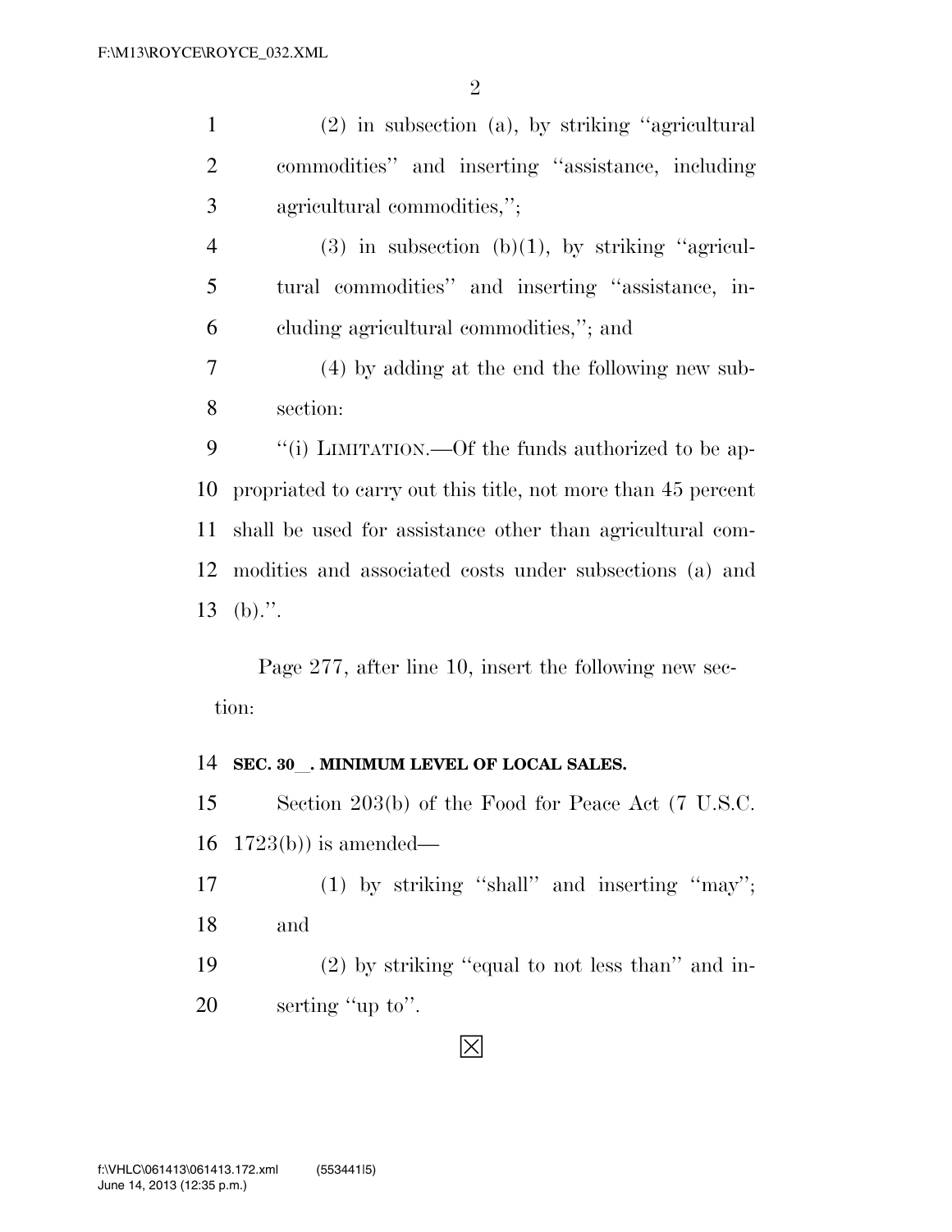(2) in subsection (a), by striking "agricultural commodities" and inserting "assistance, including agricultural commodities,";

(3) in subsection (b)(1), by striking "agricultural commodities" and inserting "assistance, including agricultural commodities,"; and

(4) by adding at the end the following new subsection:

"(i) LIMITATION.—Of the funds authorized to be appropriated to carry out this title, not more than 45 percent shall be used for assistance other than agricultural commodities and associated costs under subsections (a) and (b).".

Page 277, after line 10, insert the following new section:

**SEC. 30__. MINIMUM LEVEL OF LOCAL SALES.**

Section 203(b) of the Food for Peace Act (7 U.S.C. 1723(b)) is amended—

(1) by striking "shall" and inserting "may"; and

(2) by striking "equal to not less than" and inserting "up to".

☒